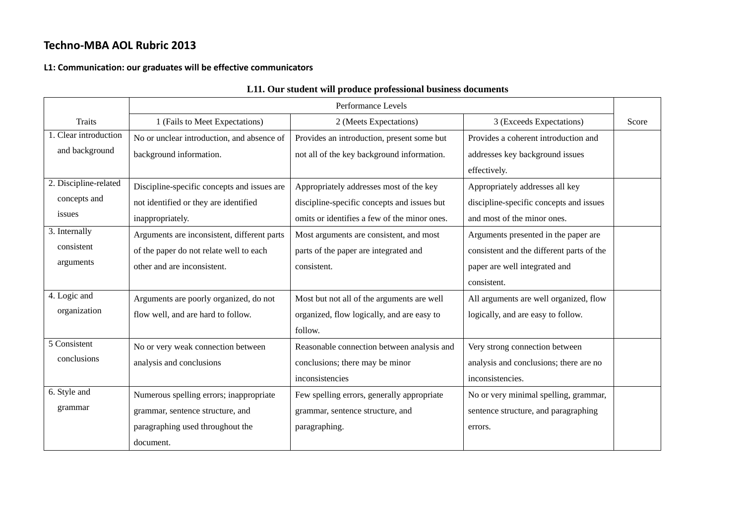# Techno-MBA AOL Rubric 2013

### L1: Communication: our graduates will be effective communicators

**L11. Our student will produce professional business documents**

| Traits | Performance Levels | | | Score |
|---|---|---|---|---|
| | 1 (Fails to Meet Expectations) | 2 (Meets Expectations) | 3 (Exceeds Expectations) | |
| 1. Clear introduction and background | No or unclear introduction, and absence of background information. | Provides an introduction, present some but not all of the key background information. | Provides a coherent introduction and addresses key background issues effectively. | |
| 2. Discipline-related concepts and issues | Discipline-specific concepts and issues are not identified or they are identified inappropriately. | Appropriately addresses most of the key discipline-specific concepts and issues but omits or identifies a few of the minor ones. | Appropriately addresses all key discipline-specific concepts and issues and most of the minor ones. | |
| 3. Internally consistent arguments | Arguments are inconsistent, different parts of the paper do not relate well to each other and are inconsistent. | Most arguments are consistent, and most parts of the paper are integrated and consistent. | Arguments presented in the paper are consistent and the different parts of the paper are well integrated and consistent. | |
| 4. Logic and organization | Arguments are poorly organized, do not flow well, and are hard to follow. | Most but not all of the arguments are well organized, flow logically, and are easy to follow. | All arguments are well organized, flow logically, and are easy to follow. | |
| 5 Consistent conclusions | No or very weak connection between analysis and conclusions | Reasonable connection between analysis and conclusions; there may be minor inconsistencies | Very strong connection between analysis and conclusions; there are no inconsistencies. | |
| 6. Style and grammar | Numerous spelling errors; inappropriate grammar, sentence structure, and paragraphing used throughout the document. | Few spelling errors, generally appropriate grammar, sentence structure, and paragraphing. | No or very minimal spelling, grammar, sentence structure, and paragraphing errors. | |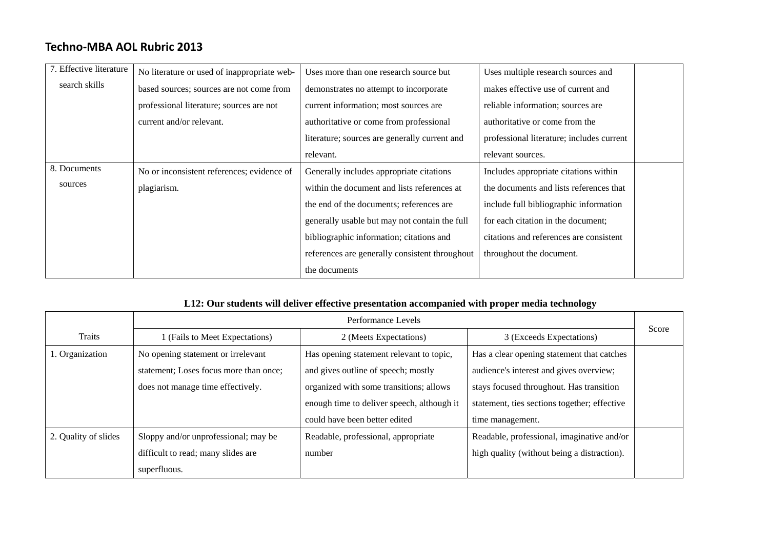## Techno-MBA AOL Rubric 2013

| | | | | |
|---|---|---|---|---|
| 7. Effective literature search skills | No literature or used of inappropriate web-based sources; sources are not come from professional literature; sources are not current and/or relevant. | Uses more than one research source but demonstrates no attempt to incorporate current information; most sources are authoritative or come from professional literature; sources are generally current and relevant. | Uses multiple research sources and makes effective use of current and reliable information; sources are authoritative or come from the professional literature; includes current relevant sources. | |
| 8. Documents sources | No or inconsistent references; evidence of plagiarism. | Generally includes appropriate citations within the document and lists references at the end of the documents; references are generally usable but may not contain the full bibliographic information; citations and references are generally consistent throughout the documents | Includes appropriate citations within the documents and lists references that include full bibliographic information for each citation in the document; citations and references are consistent throughout the document. | |

**L12: Our students will deliver effective presentation accompanied with proper media technology**

| Traits | Performance Levels | | | Score |
|---|---|---|---|---|
| | 1 (Fails to Meet Expectations) | 2 (Meets Expectations) | 3 (Exceeds Expectations) | |
| 1. Organization | No opening statement or irrelevant statement; Loses focus more than once; does not manage time effectively. | Has opening statement relevant to topic, and gives outline of speech; mostly organized with some transitions; allows enough time to deliver speech, although it could have been better edited | Has a clear opening statement that catches audience's interest and gives overview; stays focused throughout. Has transition statement, ties sections together; effective time management. | |
| 2. Quality of slides | Sloppy and/or unprofessional; may be difficult to read; many slides are superfluous. | Readable, professional, appropriate number | Readable, professional, imaginative and/or high quality (without being a distraction). | |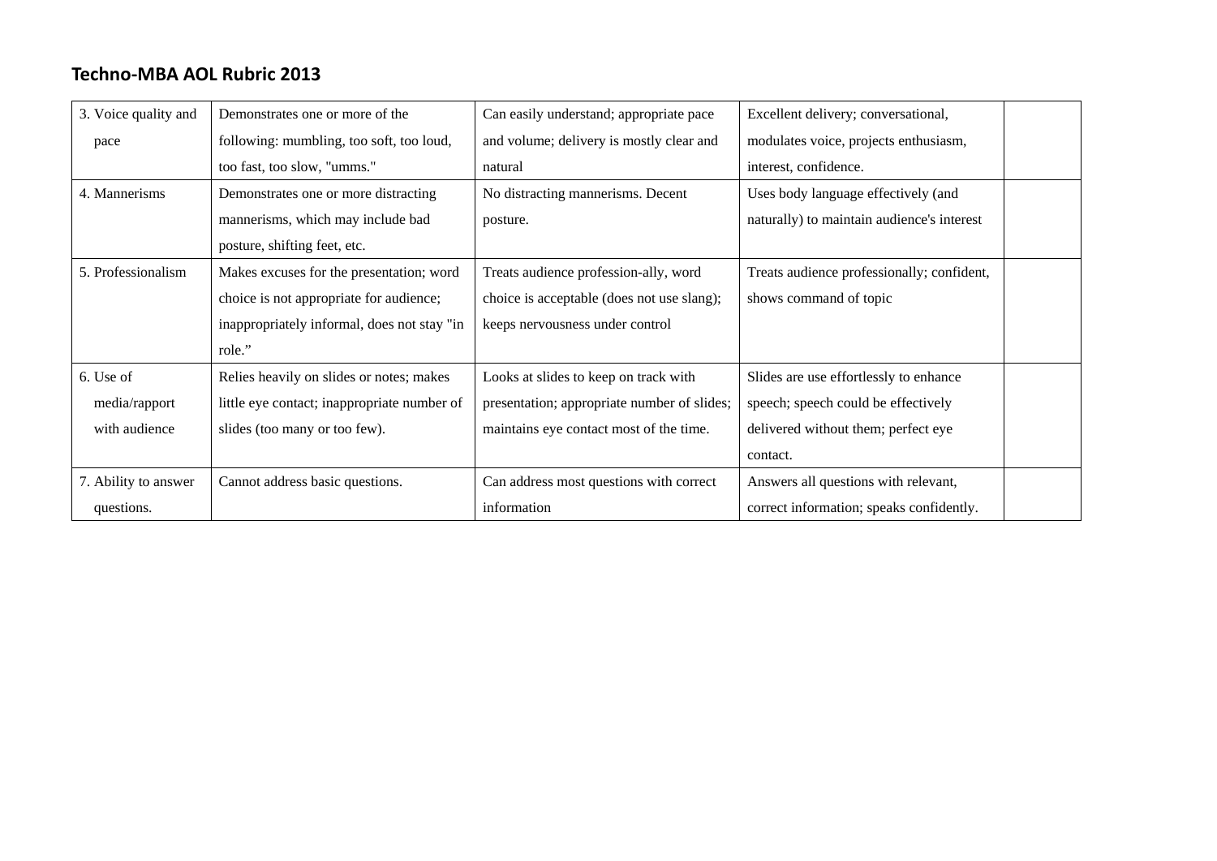## Techno-MBA AOL Rubric 2013

| | | | | |
|---|---|---|---|---|
| 3. Voice quality and pace | Demonstrates one or more of the following: mumbling, too soft, too loud, too fast, too slow, "umms." | Can easily understand; appropriate pace and volume; delivery is mostly clear and natural | Excellent delivery; conversational, modulates voice, projects enthusiasm, interest, confidence. | |
| 4. Mannerisms | Demonstrates one or more distracting mannerisms, which may include bad posture, shifting feet, etc. | No distracting mannerisms. Decent posture. | Uses body language effectively (and naturally) to maintain audience's interest | |
| 5. Professionalism | Makes excuses for the presentation; word choice is not appropriate for audience; inappropriately informal, does not stay "in role." | Treats audience profession-ally, word choice is acceptable (does not use slang); keeps nervousness under control | Treats audience professionally; confident, shows command of topic | |
| 6. Use of media/rapport with audience | Relies heavily on slides or notes; makes little eye contact; inappropriate number of slides (too many or too few). | Looks at slides to keep on track with presentation; appropriate number of slides; maintains eye contact most of the time. | Slides are use effortlessly to enhance speech; speech could be effectively delivered without them; perfect eye contact. | |
| 7. Ability to answer questions. | Cannot address basic questions. | Can address most questions with correct information | Answers all questions with relevant, correct information; speaks confidently. | |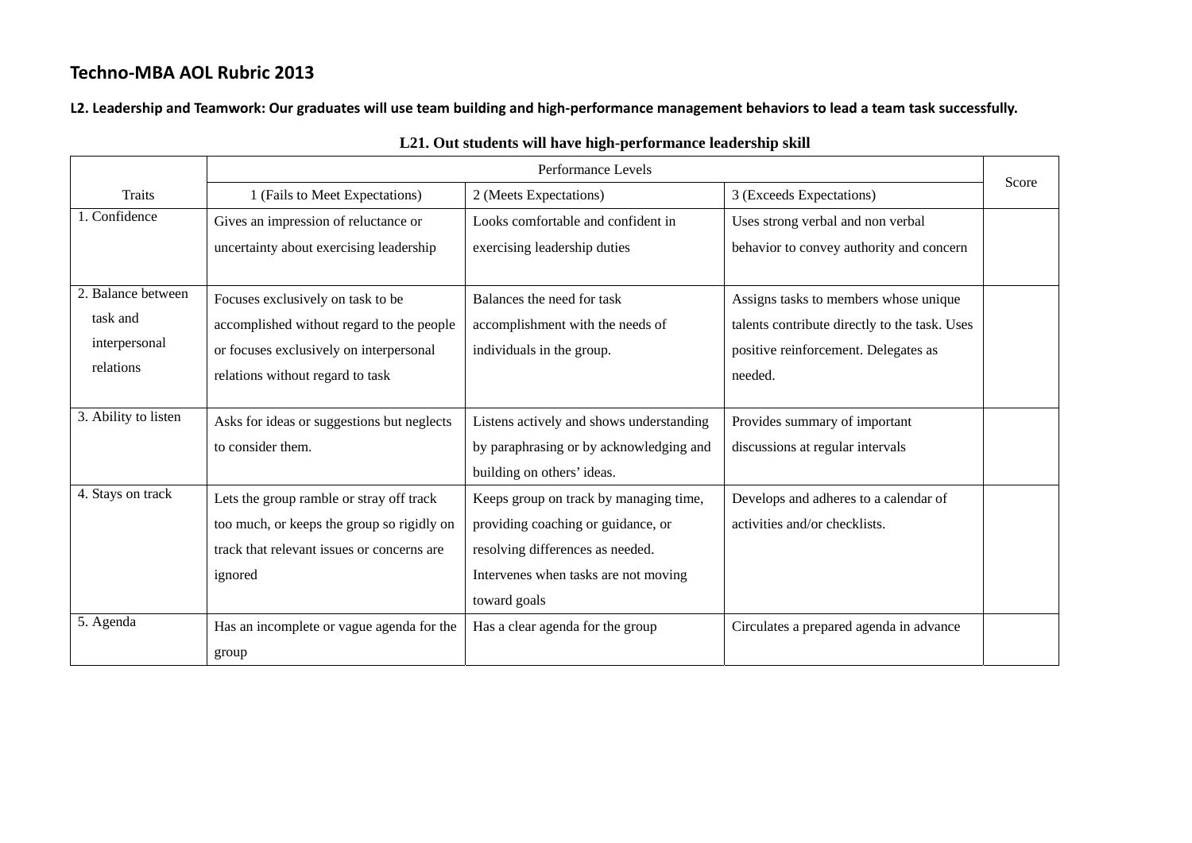# Techno-MBA AOL Rubric 2013

**L2. Leadership and Teamwork: Our graduates will use team building and high-performance management behaviors to lead a team task successfully.**

**L21. Out students will have high-performance leadership skill**

| Traits | Performance Levels | | | Score |
|---|---|---|---|---|
| | 1 (Fails to Meet Expectations) | 2 (Meets Expectations) | 3 (Exceeds Expectations) | |
| 1. Confidence | Gives an impression of reluctance or uncertainty about exercising leadership | Looks comfortable and confident in exercising leadership duties | Uses strong verbal and non verbal behavior to convey authority and concern | |
| 2. Balance between task and interpersonal relations | Focuses exclusively on task to be accomplished without regard to the people or focuses exclusively on interpersonal relations without regard to task | Balances the need for task accomplishment with the needs of individuals in the group. | Assigns tasks to members whose unique talents contribute directly to the task. Uses positive reinforcement. Delegates as needed. | |
| 3. Ability to listen | Asks for ideas or suggestions but neglects to consider them. | Listens actively and shows understanding by paraphrasing or by acknowledging and building on others' ideas. | Provides summary of important discussions at regular intervals | |
| 4. Stays on track | Lets the group ramble or stray off track too much, or keeps the group so rigidly on track that relevant issues or concerns are ignored | Keeps group on track by managing time, providing coaching or guidance, or resolving differences as needed. Intervenes when tasks are not moving toward goals | Develops and adheres to a calendar of activities and/or checklists. | |
| 5. Agenda | Has an incomplete or vague agenda for the group | Has a clear agenda for the group | Circulates a prepared agenda in advance | |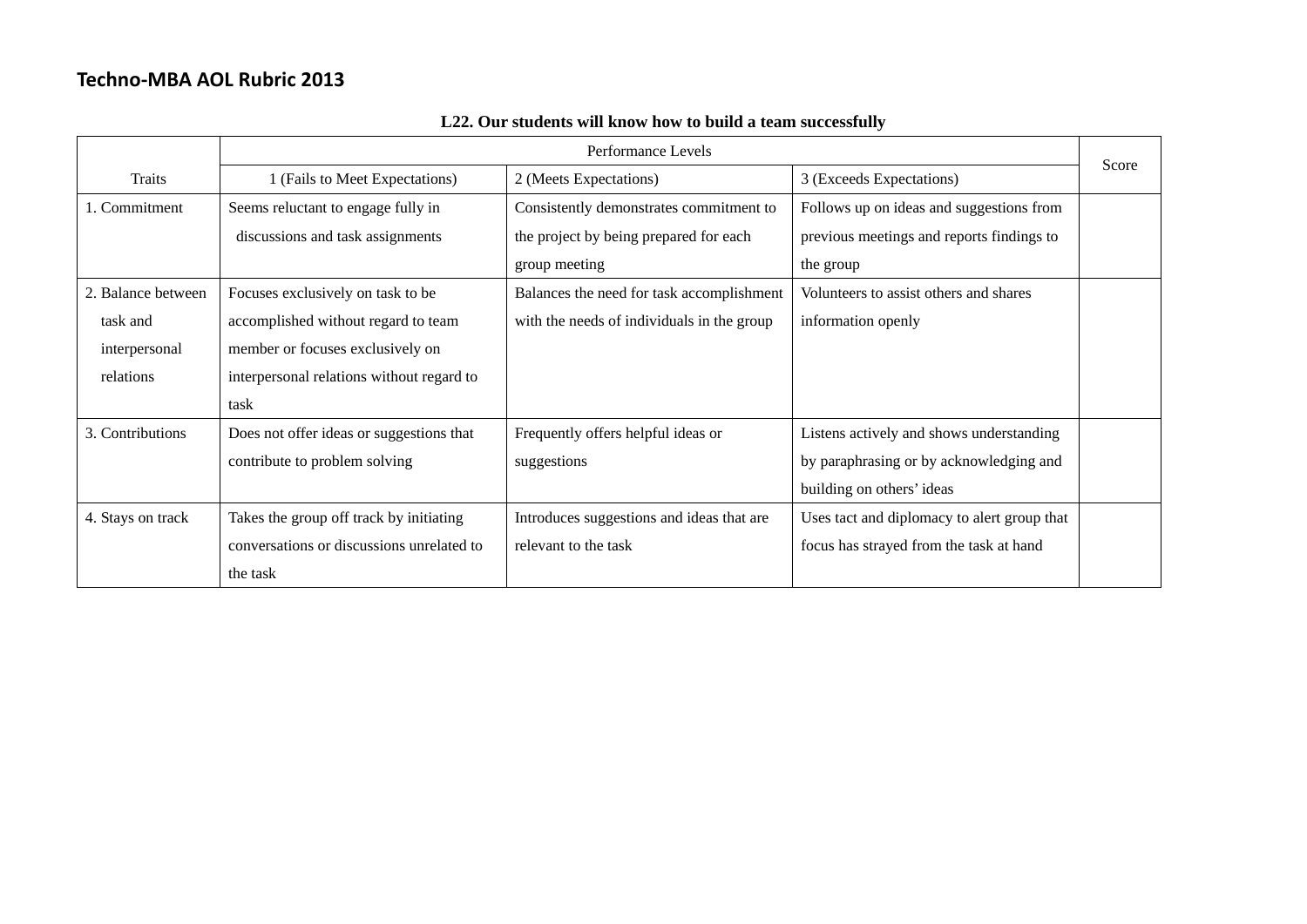## Techno-MBA AOL Rubric 2013

**L22. Our students will know how to build a team successfully**

| Traits | Performance Levels | | | Score |
|---|---|---|---|---|
| | 1 (Fails to Meet Expectations) | 2 (Meets Expectations) | 3 (Exceeds Expectations) | |
| 1. Commitment | Seems reluctant to engage fully in discussions and task assignments | Consistently demonstrates commitment to the project by being prepared for each group meeting | Follows up on ideas and suggestions from previous meetings and reports findings to the group | |
| 2. Balance between task and interpersonal relations | Focuses exclusively on task to be accomplished without regard to team member or focuses exclusively on interpersonal relations without regard to task | Balances the need for task accomplishment with the needs of individuals in the group | Volunteers to assist others and shares information openly | |
| 3. Contributions | Does not offer ideas or suggestions that contribute to problem solving | Frequently offers helpful ideas or suggestions | Listens actively and shows understanding by paraphrasing or by acknowledging and building on others' ideas | |
| 4. Stays on track | Takes the group off track by initiating conversations or discussions unrelated to the task | Introduces suggestions and ideas that are relevant to the task | Uses tact and diplomacy to alert group that focus has strayed from the task at hand | |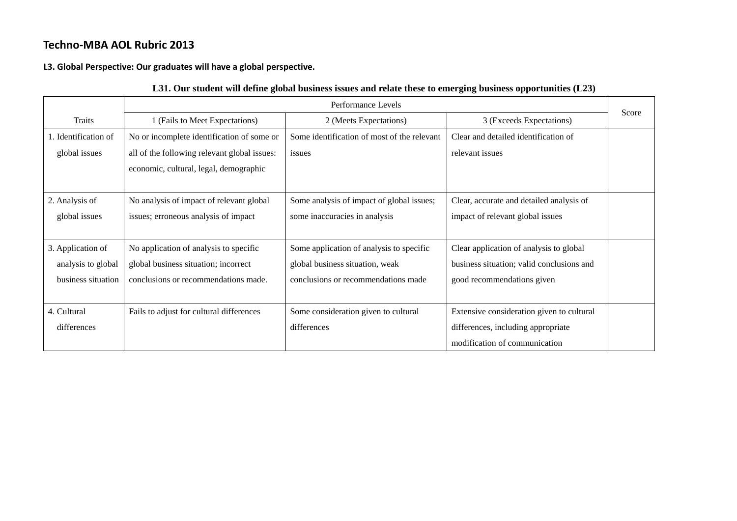## Techno-MBA AOL Rubric 2013

### L3. Global Perspective: Our graduates will have a global perspective.

**L31. Our student will define global business issues and relate these to emerging business opportunities (L23)**

| Traits | Performance Levels | | | Score |
|---|---|---|---|---|
| | 1 (Fails to Meet Expectations) | 2 (Meets Expectations) | 3 (Exceeds Expectations) | |
| 1. Identification of global issues | No or incomplete identification of some or all of the following relevant global issues: economic, cultural, legal, demographic | Some identification of most of the relevant issues | Clear and detailed identification of relevant issues | |
| 2. Analysis of global issues | No analysis of impact of relevant global issues; erroneous analysis of impact | Some analysis of impact of global issues; some inaccuracies in analysis | Clear, accurate and detailed analysis of impact of relevant global issues | |
| 3. Application of analysis to global business situation | No application of analysis to specific global business situation; incorrect conclusions or recommendations made. | Some application of analysis to specific global business situation, weak conclusions or recommendations made | Clear application of analysis to global business situation; valid conclusions and good recommendations given | |
| 4. Cultural differences | Fails to adjust for cultural differences | Some consideration given to cultural differences | Extensive consideration given to cultural differences, including appropriate modification of communication | |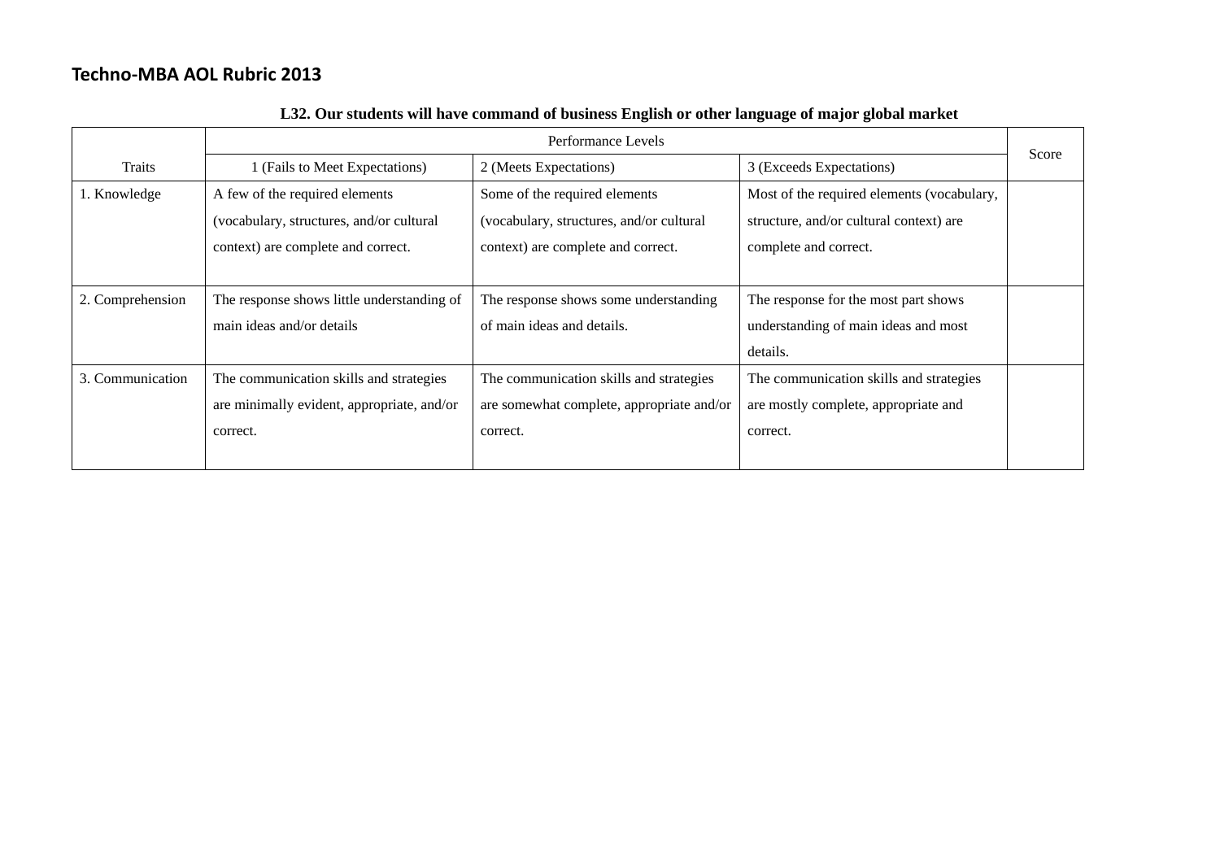# Techno-MBA AOL Rubric 2013

**L32. Our students will have command of business English or other language of major global market**

| | Performance Levels | | | Score |
|---|---|---|---|---|
| Traits | 1 (Fails to Meet Expectations) | 2 (Meets Expectations) | 3 (Exceeds Expectations) | |
| 1. Knowledge | A few of the required elements (vocabulary, structures, and/or cultural context) are complete and correct. | Some of the required elements (vocabulary, structures, and/or cultural context) are complete and correct. | Most of the required elements (vocabulary, structure, and/or cultural context) are complete and correct. | |
| 2. Comprehension | The response shows little understanding of main ideas and/or details | The response shows some understanding of main ideas and details. | The response for the most part shows understanding of main ideas and most details. | |
| 3. Communication | The communication skills and strategies are minimally evident, appropriate, and/or correct. | The communication skills and strategies are somewhat complete, appropriate and/or correct. | The communication skills and strategies are mostly complete, appropriate and correct. | |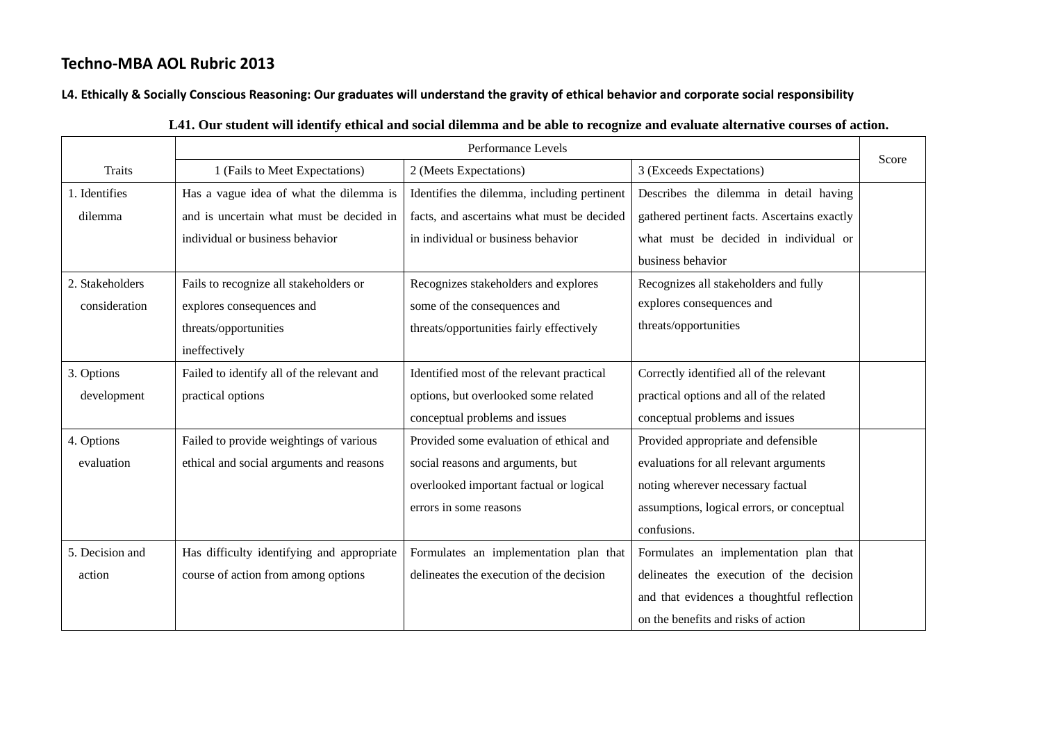## Techno-MBA AOL Rubric 2013

### L4. Ethically & Socially Conscious Reasoning: Our graduates will understand the gravity of ethical behavior and corporate social responsibility

**L41. Our student will identify ethical and social dilemma and be able to recognize and evaluate alternative courses of action.**

| Traits | Performance Levels | | | Score |
|---|---|---|---|---|
| | 1 (Fails to Meet Expectations) | 2 (Meets Expectations) | 3 (Exceeds Expectations) | |
| 1. Identifies dilemma | Has a vague idea of what the dilemma is and is uncertain what must be decided in individual or business behavior | Identifies the dilemma, including pertinent facts, and ascertains what must be decided in individual or business behavior | Describes the dilemma in detail having gathered pertinent facts. Ascertains exactly what must be decided in individual or business behavior | |
| 2. Stakeholders consideration | Fails to recognize all stakeholders or explores consequences and threats/opportunities ineffectively | Recognizes stakeholders and explores some of the consequences and threats/opportunities fairly effectively | Recognizes all stakeholders and fully explores consequences and threats/opportunities | |
| 3. Options development | Failed to identify all of the relevant and practical options | Identified most of the relevant practical options, but overlooked some related conceptual problems and issues | Correctly identified all of the relevant practical options and all of the related conceptual problems and issues | |
| 4. Options evaluation | Failed to provide weightings of various ethical and social arguments and reasons | Provided some evaluation of ethical and social reasons and arguments, but overlooked important factual or logical errors in some reasons | Provided appropriate and defensible evaluations for all relevant arguments noting wherever necessary factual assumptions, logical errors, or conceptual confusions. | |
| 5. Decision and action | Has difficulty identifying and appropriate course of action from among options | Formulates an implementation plan that delineates the execution of the decision | Formulates an implementation plan that delineates the execution of the decision and that evidences a thoughtful reflection on the benefits and risks of action | |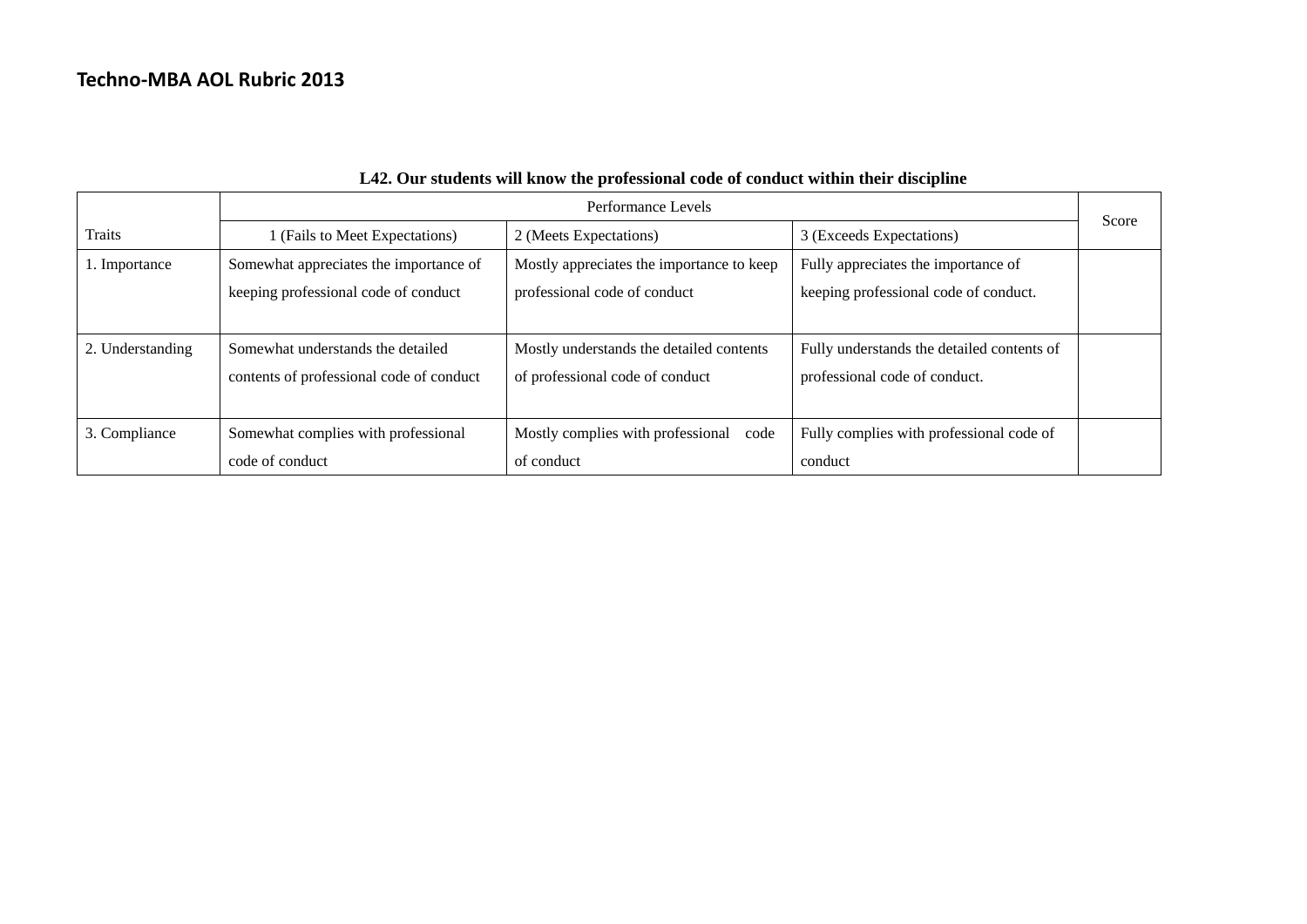## Techno-MBA AOL Rubric 2013

**L42. Our students will know the professional code of conduct within their discipline**

| Traits | Performance Levels | | | Score |
|---|---|---|---|---|
| | 1 (Fails to Meet Expectations) | 2 (Meets Expectations) | 3 (Exceeds Expectations) | |
| 1. Importance | Somewhat appreciates the importance of keeping professional code of conduct | Mostly appreciates the importance to keep professional code of conduct | Fully appreciates the importance of keeping professional code of conduct. | |
| 2. Understanding | Somewhat understands the detailed contents of professional code of conduct | Mostly understands the detailed contents of professional code of conduct | Fully understands the detailed contents of professional code of conduct. | |
| 3. Compliance | Somewhat complies with professional code of conduct | Mostly complies with professional code of conduct | Fully complies with professional code of conduct | |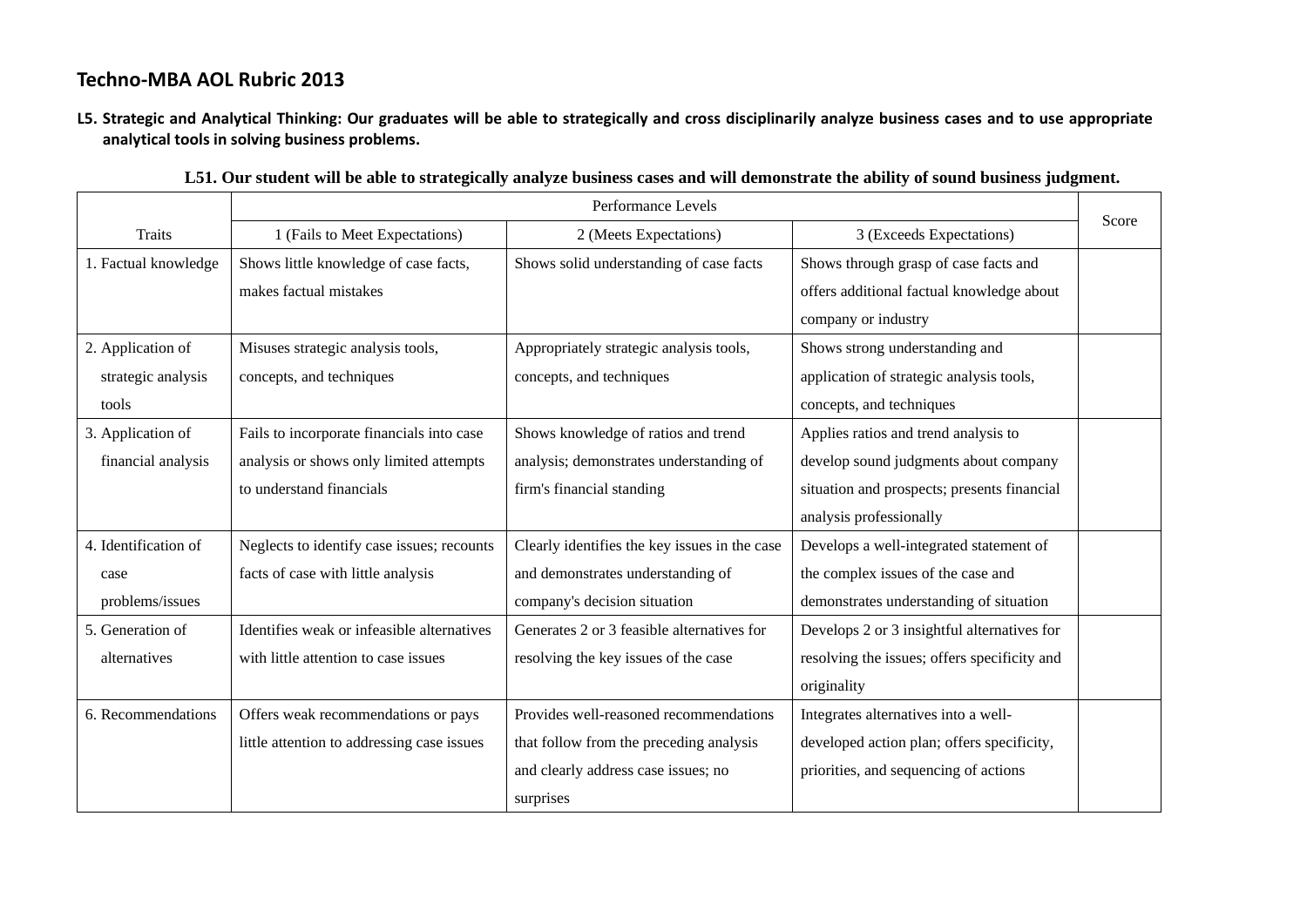## Techno-MBA AOL Rubric 2013

**L5. Strategic and Analytical Thinking: Our graduates will be able to strategically and cross disciplinarily analyze business cases and to use appropriate analytical tools in solving business problems.**

**L51. Our student will be able to strategically analyze business cases and will demonstrate the ability of sound business judgment.**

| | Performance Levels | | | Score |
|---|---|---|---|---|
| Traits | 1 (Fails to Meet Expectations) | 2 (Meets Expectations) | 3 (Exceeds Expectations) | |
| 1. Factual knowledge | Shows little knowledge of case facts, makes factual mistakes | Shows solid understanding of case facts | Shows through grasp of case facts and offers additional factual knowledge about company or industry | |
| 2. Application of strategic analysis tools | Misuses strategic analysis tools, concepts, and techniques | Appropriately strategic analysis tools, concepts, and techniques | Shows strong understanding and application of strategic analysis tools, concepts, and techniques | |
| 3. Application of financial analysis | Fails to incorporate financials into case analysis or shows only limited attempts to understand financials | Shows knowledge of ratios and trend analysis; demonstrates understanding of firm's financial standing | Applies ratios and trend analysis to develop sound judgments about company situation and prospects; presents financial analysis professionally | |
| 4. Identification of case problems/issues | Neglects to identify case issues; recounts facts of case with little analysis | Clearly identifies the key issues in the case and demonstrates understanding of company's decision situation | Develops a well-integrated statement of the complex issues of the case and demonstrates understanding of situation | |
| 5. Generation of alternatives | Identifies weak or infeasible alternatives with little attention to case issues | Generates 2 or 3 feasible alternatives for resolving the key issues of the case | Develops 2 or 3 insightful alternatives for resolving the issues; offers specificity and originality | |
| 6. Recommendations | Offers weak recommendations or pays little attention to addressing case issues | Provides well-reasoned recommendations that follow from the preceding analysis and clearly address case issues; no surprises | Integrates alternatives into a well-developed action plan; offers specificity, priorities, and sequencing of actions | |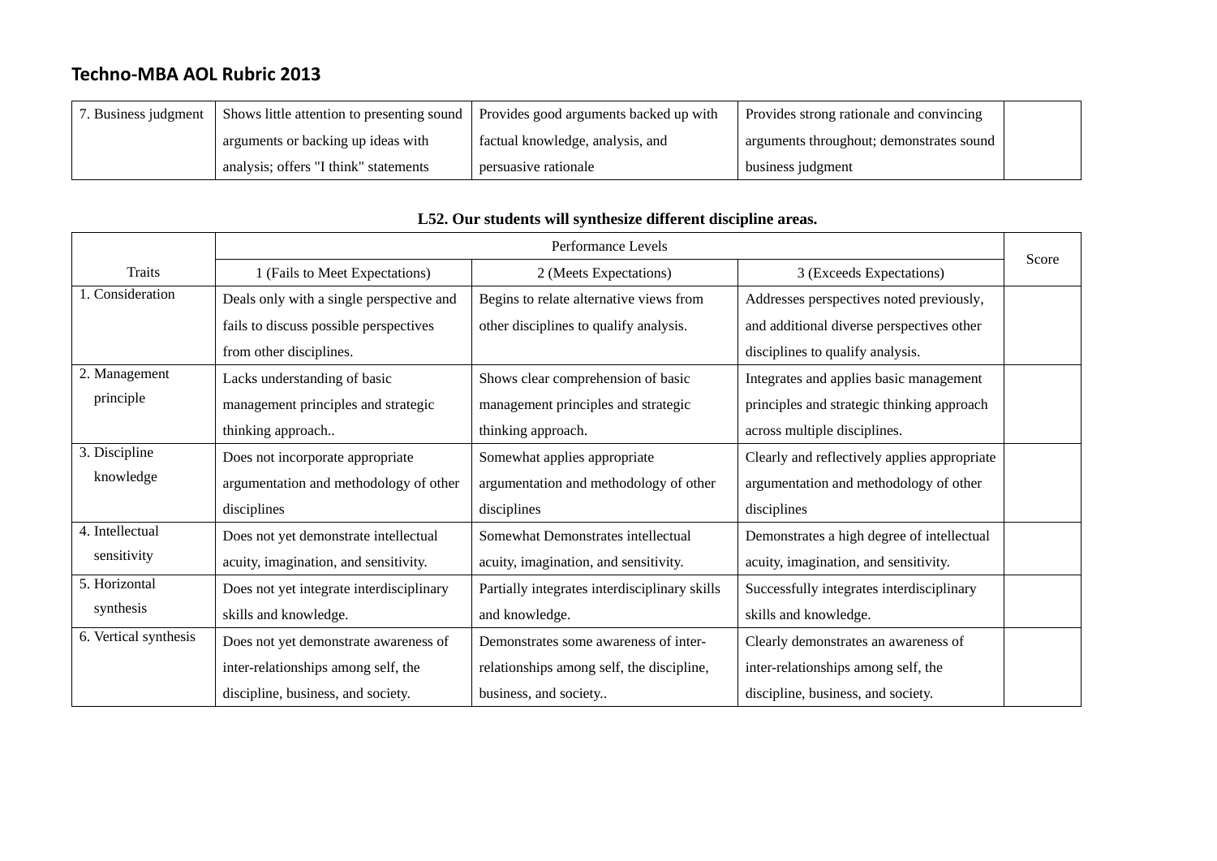## Techno-MBA AOL Rubric 2013

| | | | | |
|---|---|---|---|---|
| 7. Business judgment | Shows little attention to presenting sound arguments or backing up ideas with analysis; offers "I think" statements | Provides good arguments backed up with factual knowledge, analysis, and persuasive rationale | Provides strong rationale and convincing arguments throughout; demonstrates sound business judgment | |

**L52. Our students will synthesize different discipline areas.**

| Traits | Performance Levels | | | Score |
|---|---|---|---|---|
| | 1 (Fails to Meet Expectations) | 2 (Meets Expectations) | 3 (Exceeds Expectations) | |
| 1. Consideration | Deals only with a single perspective and fails to discuss possible perspectives from other disciplines. | Begins to relate alternative views from other disciplines to qualify analysis. | Addresses perspectives noted previously, and additional diverse perspectives other disciplines to qualify analysis. | |
| 2. Management principle | Lacks understanding of basic management principles and strategic thinking approach.. | Shows clear comprehension of basic management principles and strategic thinking approach. | Integrates and applies basic management principles and strategic thinking approach across multiple disciplines. | |
| 3. Discipline knowledge | Does not incorporate appropriate argumentation and methodology of other disciplines | Somewhat applies appropriate argumentation and methodology of other disciplines | Clearly and reflectively applies appropriate argumentation and methodology of other disciplines | |
| 4. Intellectual sensitivity | Does not yet demonstrate intellectual acuity, imagination, and sensitivity. | Somewhat Demonstrates intellectual acuity, imagination, and sensitivity. | Demonstrates a high degree of intellectual acuity, imagination, and sensitivity. | |
| 5. Horizontal synthesis | Does not yet integrate interdisciplinary skills and knowledge. | Partially integrates interdisciplinary skills and knowledge. | Successfully integrates interdisciplinary skills and knowledge. | |
| 6. Vertical synthesis | Does not yet demonstrate awareness of inter-relationships among self, the discipline, business, and society. | Demonstrates some awareness of inter-relationships among self, the discipline, business, and society.. | Clearly demonstrates an awareness of inter-relationships among self, the discipline, business, and society. | |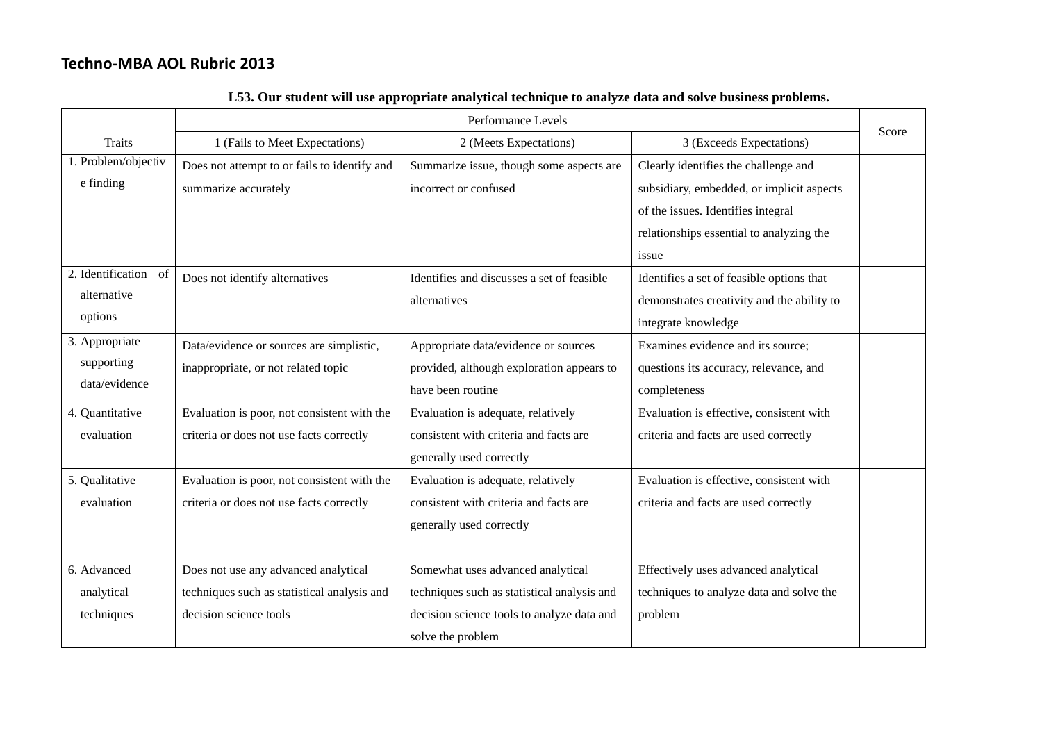**Techno-MBA AOL Rubric 2013**

**L53. Our student will use appropriate analytical technique to analyze data and solve business problems.**

| Traits | Performance Levels | | | Score |
|---|---|---|---|---|
| | 1 (Fails to Meet Expectations) | 2 (Meets Expectations) | 3 (Exceeds Expectations) | |
| 1. Problem/objective finding | Does not attempt to or fails to identify and summarize accurately | Summarize issue, though some aspects are incorrect or confused | Clearly identifies the challenge and subsidiary, embedded, or implicit aspects of the issues. Identifies integral relationships essential to analyzing the issue | |
| 2. Identification of alternative options | Does not identify alternatives | Identifies and discusses a set of feasible alternatives | Identifies a set of feasible options that demonstrates creativity and the ability to integrate knowledge | |
| 3. Appropriate supporting data/evidence | Data/evidence or sources are simplistic, inappropriate, or not related topic | Appropriate data/evidence or sources provided, although exploration appears to have been routine | Examines evidence and its source; questions its accuracy, relevance, and completeness | |
| 4. Quantitative evaluation | Evaluation is poor, not consistent with the criteria or does not use facts correctly | Evaluation is adequate, relatively consistent with criteria and facts are generally used correctly | Evaluation is effective, consistent with criteria and facts are used correctly | |
| 5. Qualitative evaluation | Evaluation is poor, not consistent with the criteria or does not use facts correctly | Evaluation is adequate, relatively consistent with criteria and facts are generally used correctly | Evaluation is effective, consistent with criteria and facts are used correctly | |
| 6. Advanced analytical techniques | Does not use any advanced analytical techniques such as statistical analysis and decision science tools | Somewhat uses advanced analytical techniques such as statistical analysis and decision science tools to analyze data and solve the problem | Effectively uses advanced analytical techniques to analyze data and solve the problem | |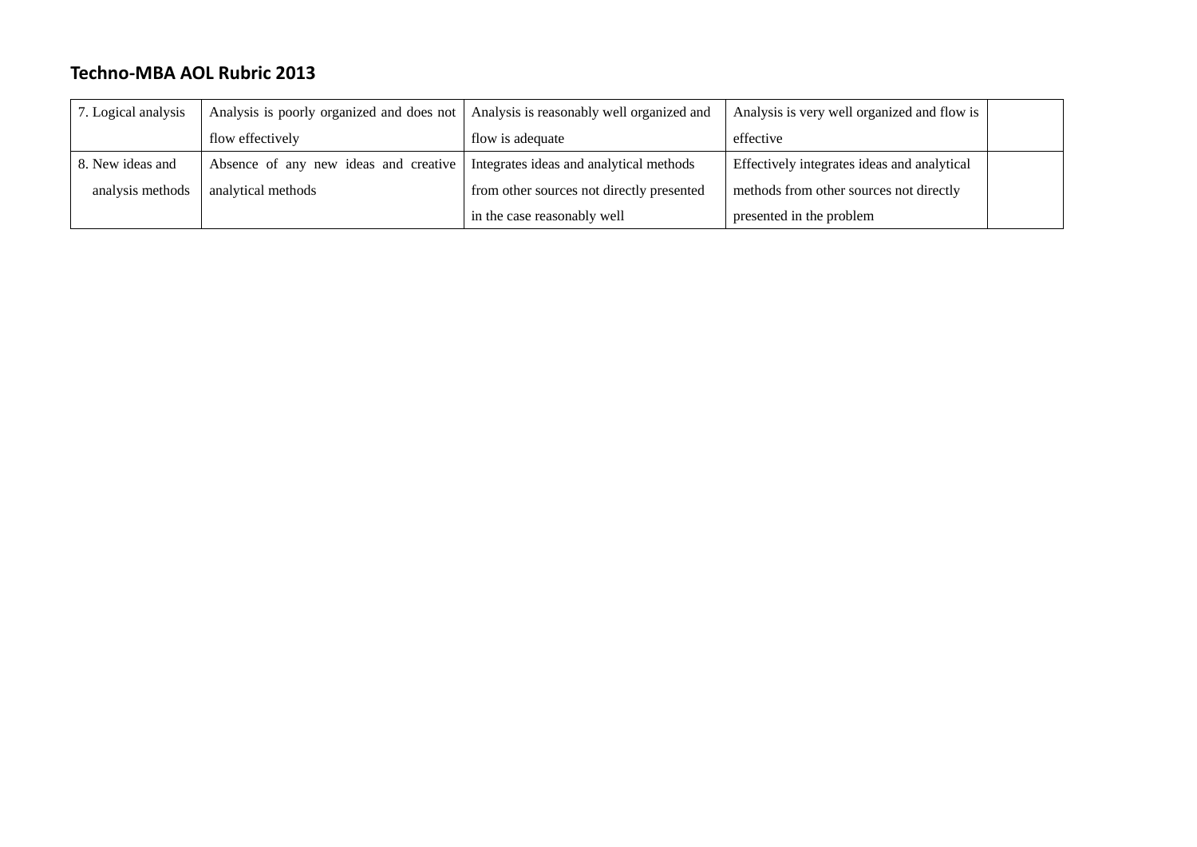**Techno-MBA AOL Rubric 2013**

| | | | | |
|---|---|---|---|---|
| 7. Logical analysis | Analysis is poorly organized and does not flow effectively | Analysis is reasonably well organized and flow is adequate | Analysis is very well organized and flow is effective | |
| 8. New ideas and analysis methods | Absence of any new ideas and creative analytical methods | Integrates ideas and analytical methods from other sources not directly presented in the case reasonably well | Effectively integrates ideas and analytical methods from other sources not directly presented in the problem | |